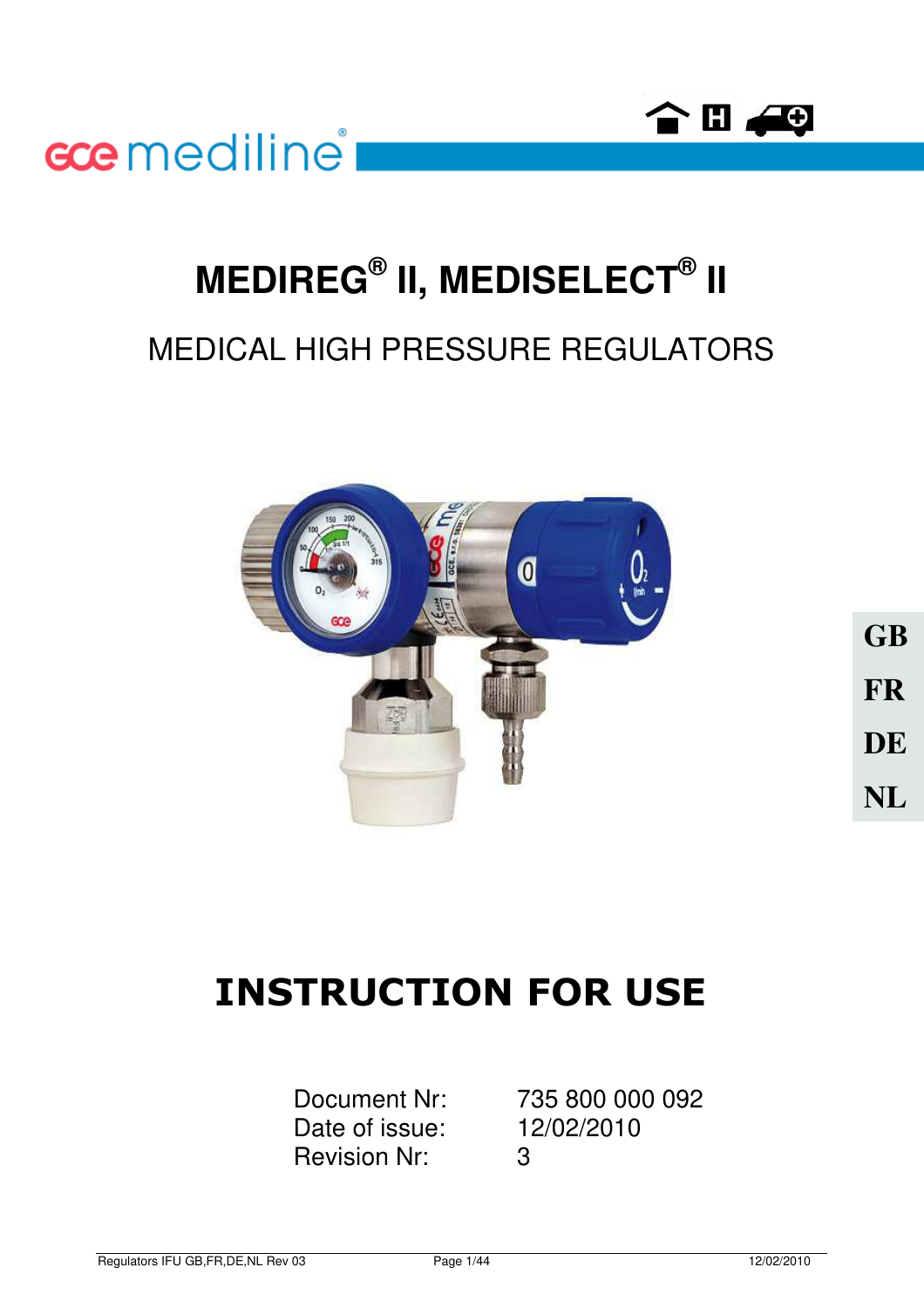gce mediline®

# MEDIREG® II, MEDISELECT® II

## MEDICAL HIGH PRESSURE REGULATORS

GB

FR

DE

NL

# INSTRUCTION FOR USE

Document Nr: 735 800 000 092

Date of issue: 12/02/2010

Revision Nr: 3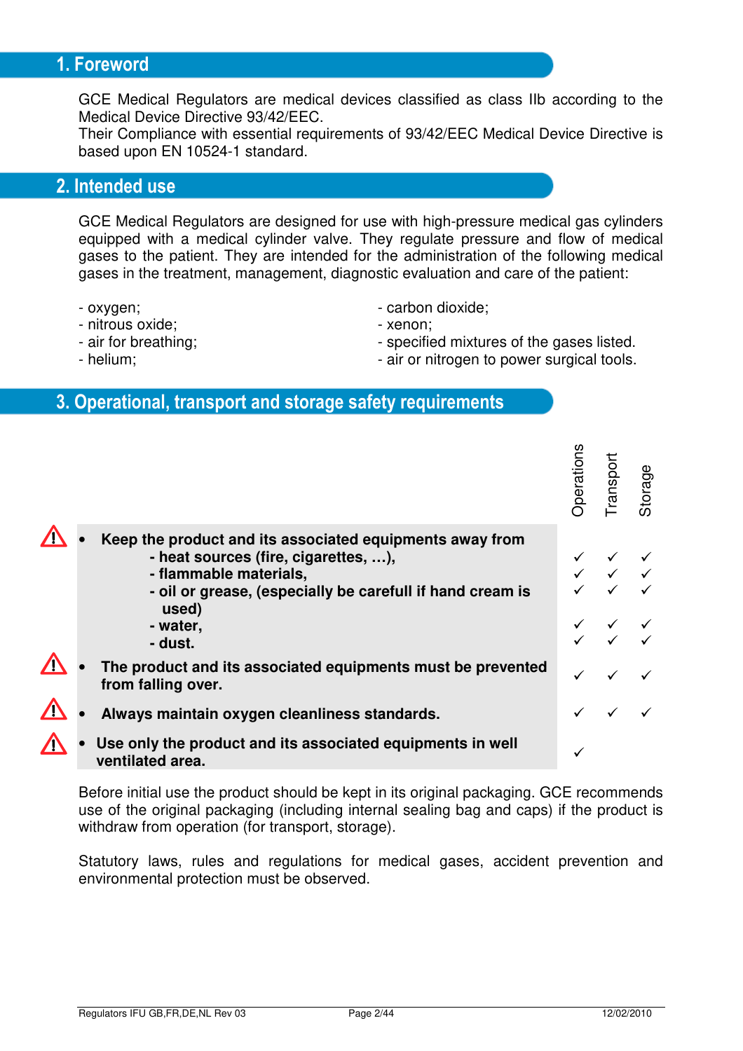## 1. Foreword

GCE Medical Regulators are medical devices classified as class IIb according to the Medical Device Directive 93/42/EEC.
Their Compliance with essential requirements of 93/42/EEC Medical Device Directive is based upon EN 10524-1 standard.

## 2. Intended use

GCE Medical Regulators are designed for use with high-pressure medical gas cylinders equipped with a medical cylinder valve. They regulate pressure and flow of medical gases to the patient. They are intended for the administration of the following medical gases in the treatment, management, diagnostic evaluation and care of the patient:

- oxygen;
- nitrous oxide;
- air for breathing;
- helium;
- carbon dioxide;
- xenon;
- specified mixtures of the gases listed.
- air or nitrogen to power surgical tools.

## 3. Operational, transport and storage safety requirements

| | Operations | Transport | Storage |
|---|---|---|---|
| ⚠ • **Keep the product and its associated equipments away from** | | | |
| **- heat sources (fire, cigarettes, …),** | ✓ | ✓ | ✓ |
| **- flammable materials,** | ✓ | ✓ | ✓ |
| **- oil or grease, (especially be carefull if hand cream is used)** | ✓ | ✓ | ✓ |
| **- water,** | ✓ | ✓ | ✓ |
| **- dust.** | ✓ | ✓ | ✓ |
| ⚠ • **The product and its associated equipments must be prevented from falling over.** | ✓ | ✓ | ✓ |
| ⚠ • **Always maintain oxygen cleanliness standards.** | ✓ | ✓ | ✓ |
| ⚠ • **Use only the product and its associated equipments in well ventilated area.** | ✓ | | |

Before initial use the product should be kept in its original packaging. GCE recommends use of the original packaging (including internal sealing bag and caps) if the product is withdraw from operation (for transport, storage).

Statutory laws, rules and regulations for medical gases, accident prevention and environmental protection must be observed.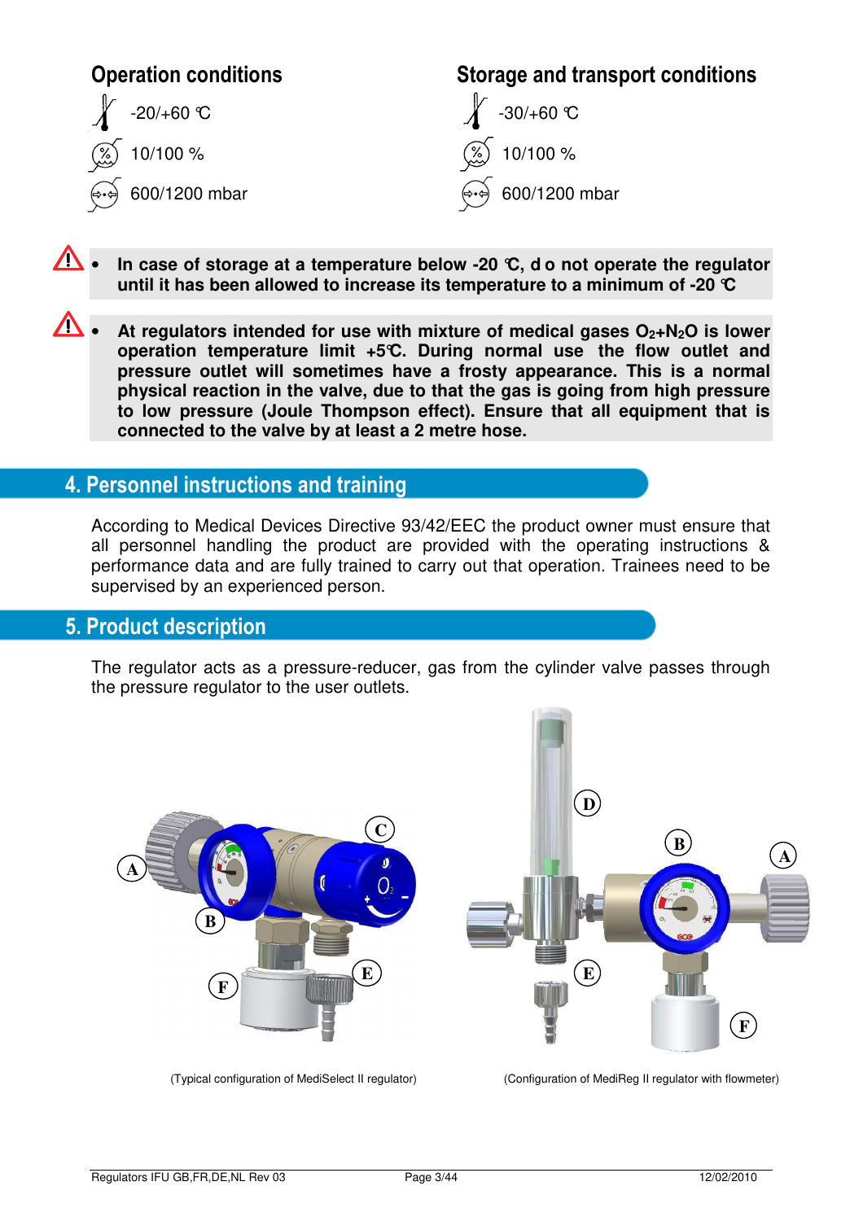## Operation conditions

-20/+60 °C

10/100 %

600/1200 mbar

## Storage and transport conditions

-30/+60 °C

10/100 %

600/1200 mbar

- **In case of storage at a temperature below -20 °C, d o not operate the regulator until it has been allowed to increase its temperature to a minimum of -20 °C**

- **At regulators intended for use with mixture of medical gases $O_2$+$N_2O$ is lower operation temperature limit +5°C. During normal use the flow outlet and pressure outlet will sometimes have a frosty appearance. This is a normal physical reaction in the valve, due to that the gas is going from high pressure to low pressure (Joule Thompson effect). Ensure that all equipment that is connected to the valve by at least a 2 metre hose.**

## 4. Personnel instructions and training

According to Medical Devices Directive 93/42/EEC the product owner must ensure that all personnel handling the product are provided with the operating instructions & performance data and are fully trained to carry out that operation. Trainees need to be supervised by an experienced person.

## 5. Product description

The regulator acts as a pressure-reducer, gas from the cylinder valve passes through the pressure regulator to the user outlets.

(Typical configuration of MediSelect II regulator)

(Configuration of MediReg II regulator with flowmeter)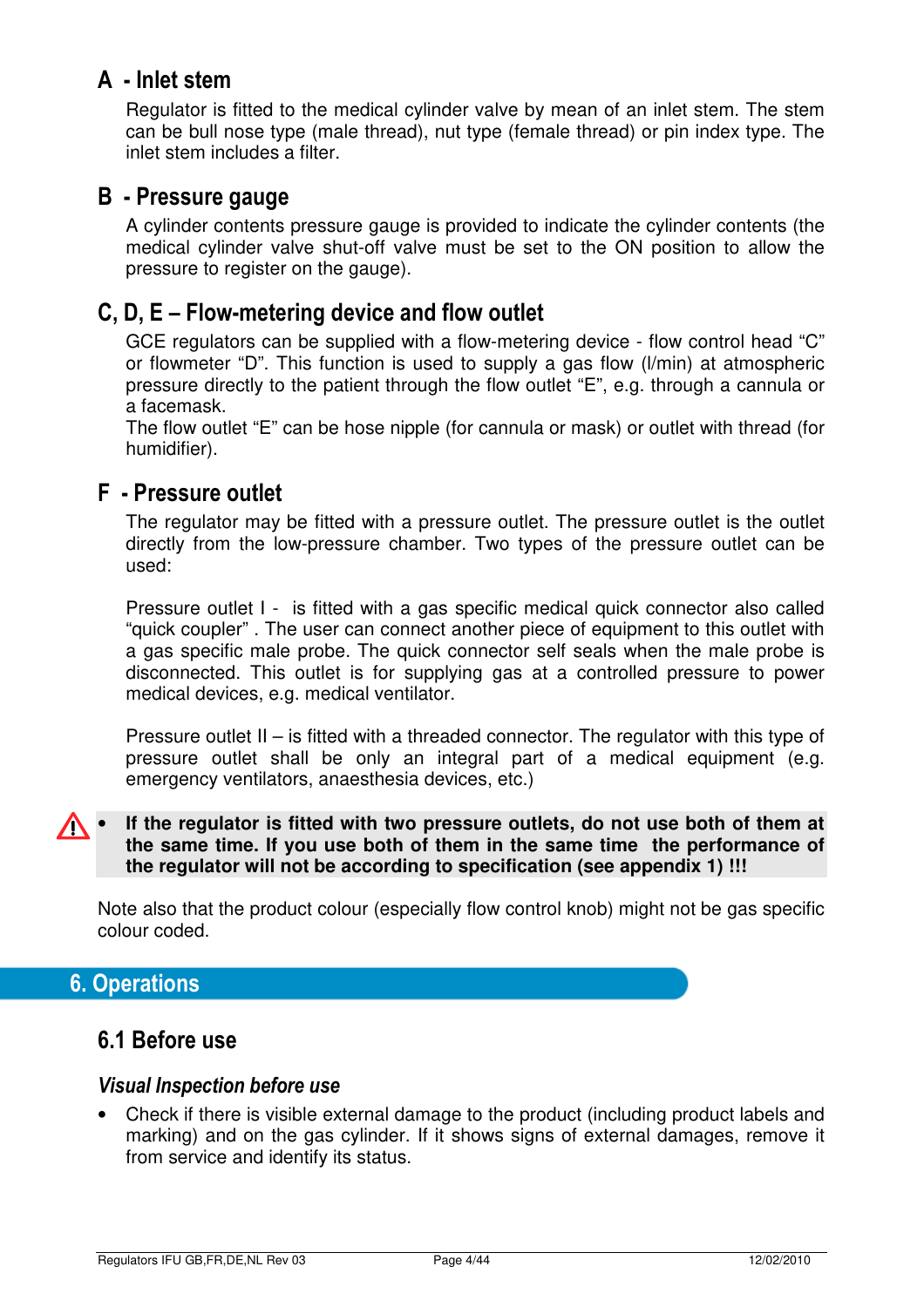## A - Inlet stem

Regulator is fitted to the medical cylinder valve by mean of an inlet stem. The stem can be bull nose type (male thread), nut type (female thread) or pin index type. The inlet stem includes a filter.

## B - Pressure gauge

A cylinder contents pressure gauge is provided to indicate the cylinder contents (the medical cylinder valve shut-off valve must be set to the ON position to allow the pressure to register on the gauge).

## C, D, E – Flow-metering device and flow outlet

GCE regulators can be supplied with a flow-metering device - flow control head "C" or flowmeter "D". This function is used to supply a gas flow (l/min) at atmospheric pressure directly to the patient through the flow outlet "E", e.g. through a cannula or a facemask.
The flow outlet "E" can be hose nipple (for cannula or mask) or outlet with thread (for humidifier).

## F - Pressure outlet

The regulator may be fitted with a pressure outlet. The pressure outlet is the outlet directly from the low-pressure chamber. Two types of the pressure outlet can be used:

Pressure outlet I - is fitted with a gas specific medical quick connector also called "quick coupler" . The user can connect another piece of equipment to this outlet with a gas specific male probe. The quick connector self seals when the male probe is disconnected. This outlet is for supplying gas at a controlled pressure to power medical devices, e.g. medical ventilator.

Pressure outlet II – is fitted with a threaded connector. The regulator with this type of pressure outlet shall be only an integral part of a medical equipment (e.g. emergency ventilators, anaesthesia devices, etc.)

- **If the regulator is fitted with two pressure outlets, do not use both of them at the same time. If you use both of them in the same time the performance of the regulator will not be according to specification (see appendix 1) !!!**

Note also that the product colour (especially flow control knob) might not be gas specific colour coded.

# 6. Operations

## 6.1 Before use

### *Visual Inspection before use*

- Check if there is visible external damage to the product (including product labels and marking) and on the gas cylinder. If it shows signs of external damages, remove it from service and identify its status.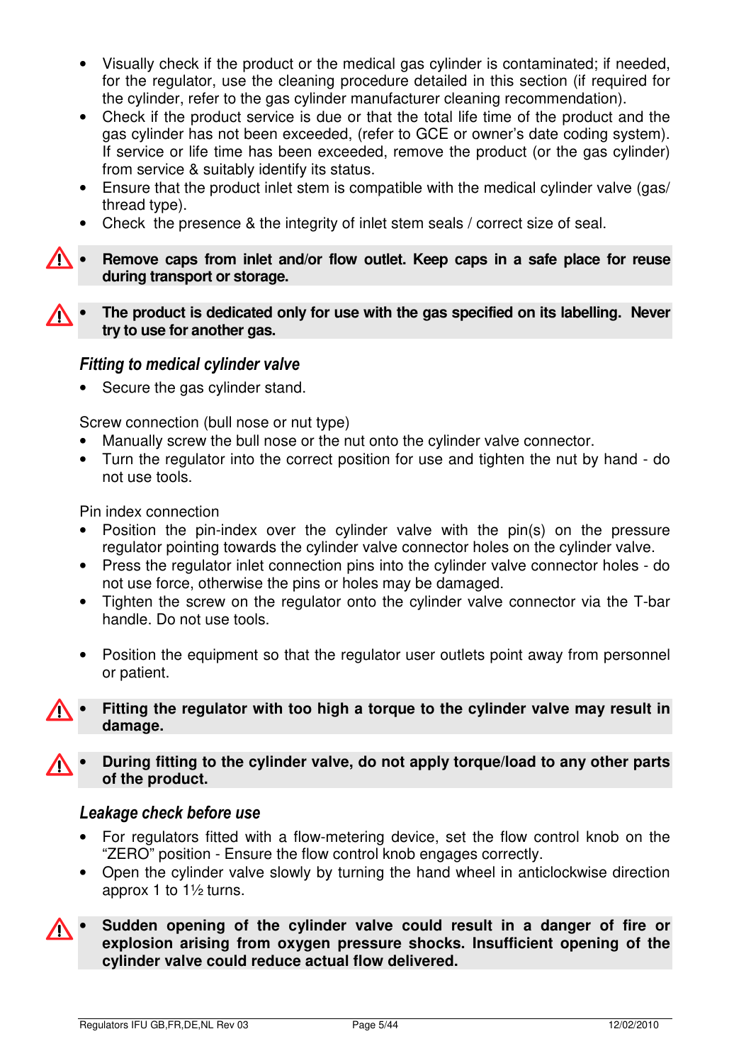- Visually check if the product or the medical gas cylinder is contaminated; if needed, for the regulator, use the cleaning procedure detailed in this section (if required for the cylinder, refer to the gas cylinder manufacturer cleaning recommendation).
- Check if the product service is due or that the total life time of the product and the gas cylinder has not been exceeded, (refer to GCE or owner's date coding system). If service or life time has been exceeded, remove the product (or the gas cylinder) from service & suitably identify its status.
- Ensure that the product inlet stem is compatible with the medical cylinder valve (gas/ thread type).
- Check the presence & the integrity of inlet stem seals / correct size of seal.

⚠ - **Remove caps from inlet and/or flow outlet. Keep caps in a safe place for reuse during transport or storage.**

⚠ - **The product is dedicated only for use with the gas specified on its labelling. Never try to use for another gas.**

### *Fitting to medical cylinder valve*

- Secure the gas cylinder stand.

Screw connection (bull nose or nut type)

- Manually screw the bull nose or the nut onto the cylinder valve connector.
- Turn the regulator into the correct position for use and tighten the nut by hand - do not use tools.

Pin index connection

- Position the pin-index over the cylinder valve with the pin(s) on the pressure regulator pointing towards the cylinder valve connector holes on the cylinder valve.
- Press the regulator inlet connection pins into the cylinder valve connector holes - do not use force, otherwise the pins or holes may be damaged.
- Tighten the screw on the regulator onto the cylinder valve connector via the T-bar handle. Do not use tools.

- Position the equipment so that the regulator user outlets point away from personnel or patient.

⚠ - **Fitting the regulator with too high a torque to the cylinder valve may result in damage.**

⚠ - **During fitting to the cylinder valve, do not apply torque/load to any other parts of the product.**

### *Leakage check before use*

- For regulators fitted with a flow-metering device, set the flow control knob on the "ZERO" position - Ensure the flow control knob engages correctly.
- Open the cylinder valve slowly by turning the hand wheel in anticlockwise direction approx 1 to 1½ turns.

⚠ - **Sudden opening of the cylinder valve could result in a danger of fire or explosion arising from oxygen pressure shocks. Insufficient opening of the cylinder valve could reduce actual flow delivered.**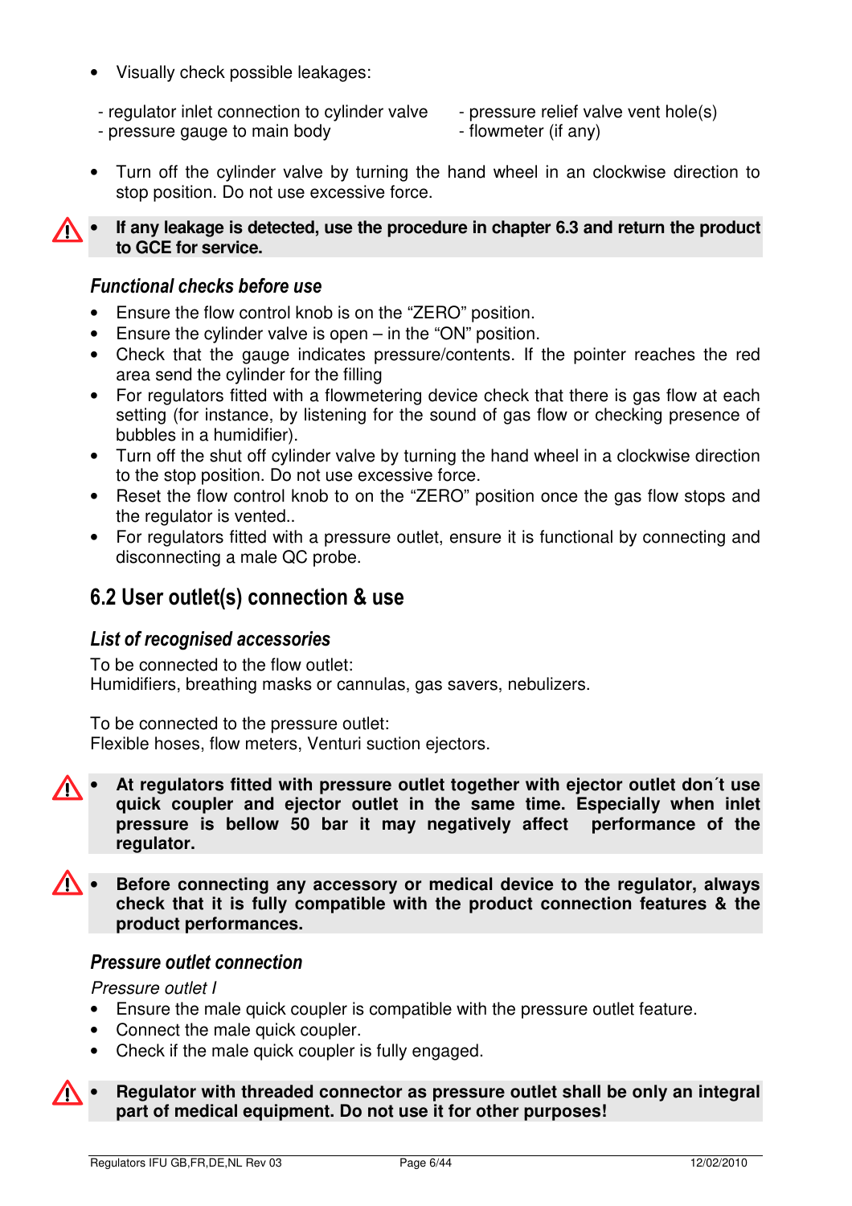- Visually check possible leakages:

  - regulator inlet connection to cylinder valve
  - pressure gauge to main body
  - pressure relief valve vent hole(s)
  - flowmeter (if any)

- Turn off the cylinder valve by turning the hand wheel in an clockwise direction to stop position. Do not use excessive force.

⚠ • **If any leakage is detected, use the procedure in chapter 6.3 and return the product to GCE for service.**

### *Functional checks before use*

- Ensure the flow control knob is on the “ZERO” position.
- Ensure the cylinder valve is open – in the “ON” position.
- Check that the gauge indicates pressure/contents. If the pointer reaches the red area send the cylinder for the filling
- For regulators fitted with a flowmetering device check that there is gas flow at each setting (for instance, by listening for the sound of gas flow or checking presence of bubbles in a humidifier).
- Turn off the shut off cylinder valve by turning the hand wheel in a clockwise direction to the stop position. Do not use excessive force.
- Reset the flow control knob to on the “ZERO” position once the gas flow stops and the regulator is vented..
- For regulators fitted with a pressure outlet, ensure it is functional by connecting and disconnecting a male QC probe.

## 6.2 User outlet(s) connection & use

### *List of recognised accessories*

To be connected to the flow outlet:
Humidifiers, breathing masks or cannulas, gas savers, nebulizers.

To be connected to the pressure outlet:
Flexible hoses, flow meters, Venturi suction ejectors.

⚠ • **At regulators fitted with pressure outlet together with ejector outlet don´t use quick coupler and ejector outlet in the same time. Especially when inlet pressure is bellow 50 bar it may negatively affect performance of the regulator.**

⚠ • **Before connecting any accessory or medical device to the regulator, always check that it is fully compatible with the product connection features & the product performances.**

### *Pressure outlet connection*

*Pressure outlet I*

- Ensure the male quick coupler is compatible with the pressure outlet feature.
- Connect the male quick coupler.
- Check if the male quick coupler is fully engaged.

⚠ • **Regulator with threaded connector as pressure outlet shall be only an integral part of medical equipment. Do not use it for other purposes!**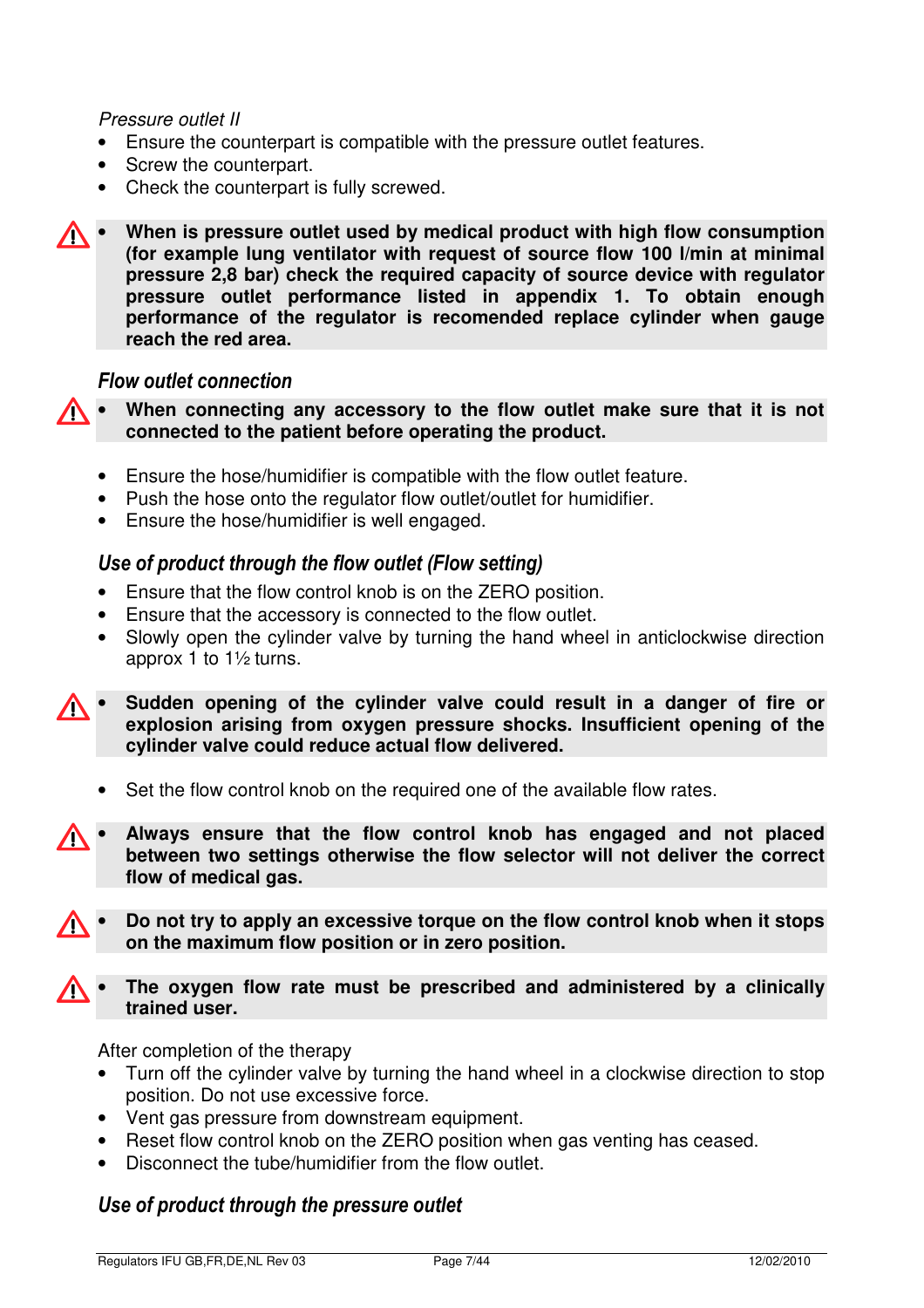*Pressure outlet II*

- Ensure the counterpart is compatible with the pressure outlet features.
- Screw the counterpart.
- Check the counterpart is fully screwed.

⚠ - **When is pressure outlet used by medical product with high flow consumption (for example lung ventilator with request of source flow 100 l/min at minimal pressure 2,8 bar) check the required capacity of source device with regulator pressure outlet performance listed in appendix 1. To obtain enough performance of the regulator is recomended replace cylinder when gauge reach the red area.**

### *Flow outlet connection*

⚠ - **When connecting any accessory to the flow outlet make sure that it is not connected to the patient before operating the product.**

- Ensure the hose/humidifier is compatible with the flow outlet feature.
- Push the hose onto the regulator flow outlet/outlet for humidifier.
- Ensure the hose/humidifier is well engaged.

### *Use of product through the flow outlet (Flow setting)*

- Ensure that the flow control knob is on the ZERO position.
- Ensure that the accessory is connected to the flow outlet.
- Slowly open the cylinder valve by turning the hand wheel in anticlockwise direction approx 1 to 1½ turns.

⚠ - **Sudden opening of the cylinder valve could result in a danger of fire or explosion arising from oxygen pressure shocks. Insufficient opening of the cylinder valve could reduce actual flow delivered.**

- Set the flow control knob on the required one of the available flow rates.

⚠ - **Always ensure that the flow control knob has engaged and not placed between two settings otherwise the flow selector will not deliver the correct flow of medical gas.**

⚠ - **Do not try to apply an excessive torque on the flow control knob when it stops on the maximum flow position or in zero position.**

⚠ - **The oxygen flow rate must be prescribed and administered by a clinically trained user.**

After completion of the therapy

- Turn off the cylinder valve by turning the hand wheel in a clockwise direction to stop position. Do not use excessive force.
- Vent gas pressure from downstream equipment.
- Reset flow control knob on the ZERO position when gas venting has ceased.
- Disconnect the tube/humidifier from the flow outlet.

### *Use of product through the pressure outlet*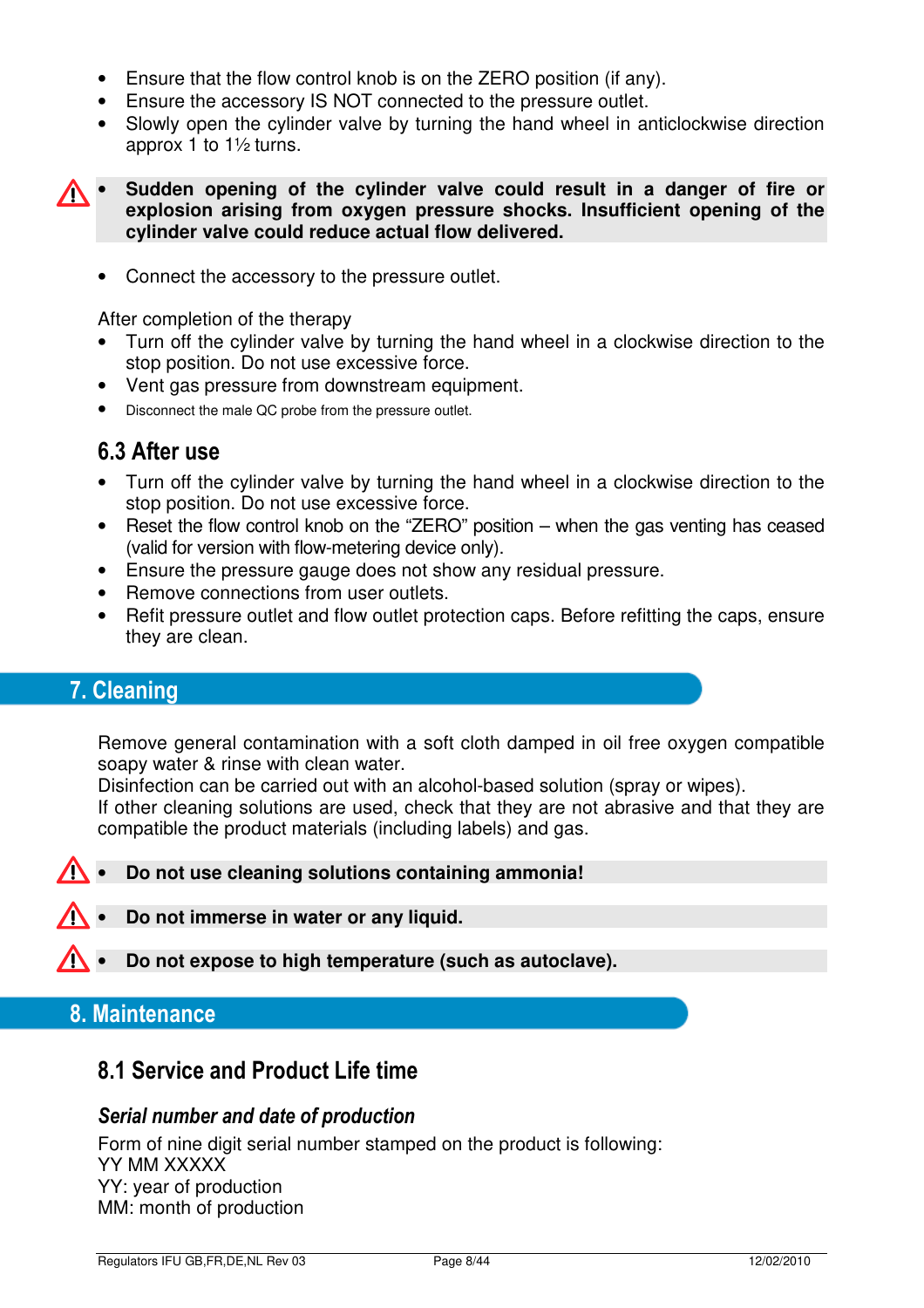- Ensure that the flow control knob is on the ZERO position (if any).
- Ensure the accessory IS NOT connected to the pressure outlet.
- Slowly open the cylinder valve by turning the hand wheel in anticlockwise direction approx 1 to 1½ turns.

⚠ **• Sudden opening of the cylinder valve could result in a danger of fire or explosion arising from oxygen pressure shocks. Insufficient opening of the cylinder valve could reduce actual flow delivered.**

- Connect the accessory to the pressure outlet.

After completion of the therapy

- Turn off the cylinder valve by turning the hand wheel in a clockwise direction to the stop position. Do not use excessive force.
- Vent gas pressure from downstream equipment.
- Disconnect the male QC probe from the pressure outlet.

### 6.3 After use

- Turn off the cylinder valve by turning the hand wheel in a clockwise direction to the stop position. Do not use excessive force.
- Reset the flow control knob on the "ZERO" position – when the gas venting has ceased (valid for version with flow-metering device only).
- Ensure the pressure gauge does not show any residual pressure.
- Remove connections from user outlets.
- Refit pressure outlet and flow outlet protection caps. Before refitting the caps, ensure they are clean.

## 7. Cleaning

Remove general contamination with a soft cloth damped in oil free oxygen compatible soapy water & rinse with clean water.
Disinfection can be carried out with an alcohol-based solution (spray or wipes).
If other cleaning solutions are used, check that they are not abrasive and that they are compatible the product materials (including labels) and gas.

⚠ **• Do not use cleaning solutions containing ammonia!**

⚠ **• Do not immerse in water or any liquid.**

⚠ **• Do not expose to high temperature (such as autoclave).**

## 8. Maintenance

### 8.1 Service and Product Life time

#### *Serial number and date of production*

Form of nine digit serial number stamped on the product is following:
YY MM XXXXX
YY: year of production
MM: month of production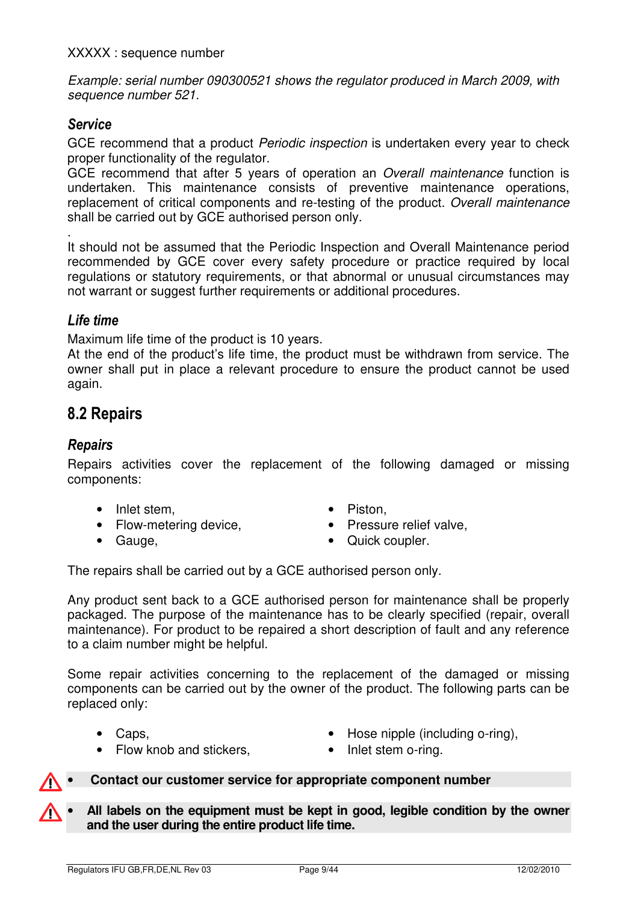XXXXX : sequence number

*Example: serial number 090300521 shows the regulator produced in March 2009, with sequence number 521.*

### *Service*

GCE recommend that a product *Periodic inspection* is undertaken every year to check proper functionality of the regulator.
GCE recommend that after 5 years of operation an *Overall maintenance* function is undertaken. This maintenance consists of preventive maintenance operations, replacement of critical components and re-testing of the product. *Overall maintenance* shall be carried out by GCE authorised person only.

.
It should not be assumed that the Periodic Inspection and Overall Maintenance period recommended by GCE cover every safety procedure or practice required by local regulations or statutory requirements, or that abnormal or unusual circumstances may not warrant or suggest further requirements or additional procedures.

### *Life time*

Maximum life time of the product is 10 years.
At the end of the product's life time, the product must be withdrawn from service. The owner shall put in place a relevant procedure to ensure the product cannot be used again.

## 8.2 Repairs

### *Repairs*

Repairs activities cover the replacement of the following damaged or missing components:

- Inlet stem,
- Flow-metering device,
- Gauge,
- Piston,
- Pressure relief valve,
- Quick coupler.

The repairs shall be carried out by a GCE authorised person only.

Any product sent back to a GCE authorised person for maintenance shall be properly packaged. The purpose of the maintenance has to be clearly specified (repair, overall maintenance). For product to be repaired a short description of fault and any reference to a claim number might be helpful.

Some repair activities concerning to the replacement of the damaged or missing components can be carried out by the owner of the product. The following parts can be replaced only:

- Caps,
- Flow knob and stickers,
- Hose nipple (including o-ring),
- Inlet stem o-ring.

- **Contact our customer service for appropriate component number**

- **All labels on the equipment must be kept in good, legible condition by the owner and the user during the entire product life time.**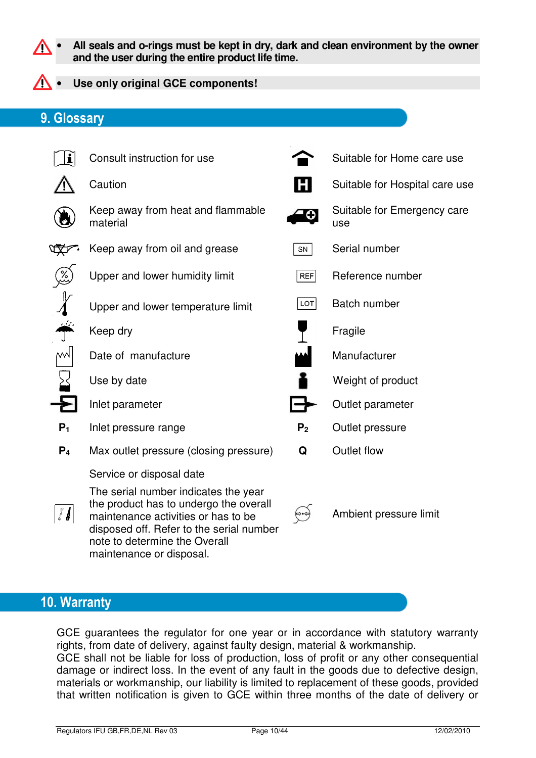- **All seals and o-rings must be kept in dry, dark and clean environment by the owner and the user during the entire product life time.**

- **Use only original GCE components!**

## 9. Glossary

| Symbol | Meaning | Symbol | Meaning |
|---|---|---|---|
| | Consult instruction for use | | Suitable for Home care use |
| | Caution | | Suitable for Hospital care use |
| | Keep away from heat and flammable material | | Suitable for Emergency care use |
| | Keep away from oil and grease | SN | Serial number |
| | Upper and lower humidity limit | REF | Reference number |
| | Upper and lower temperature limit | LOT | Batch number |
| | Keep dry | | Fragile |
| | Date of manufacture | | Manufacturer |
| | Use by date | | Weight of product |
| | Inlet parameter | | Outlet parameter |
| **$P_1$** | Inlet pressure range | **$P_2$** | Outlet pressure |
| **$P_4$** | Max outlet pressure (closing pressure) | **Q** | Outlet flow |
| | Service or disposal date<br>The serial number indicates the year the product has to undergo the overall maintenance activities or has to be disposed off. Refer to the serial number note to determine the Overall maintenance or disposal. | | Ambient pressure limit |

## 10. Warranty

GCE guarantees the regulator for one year or in accordance with statutory warranty rights, from date of delivery, against faulty design, material & workmanship.
GCE shall not be liable for loss of production, loss of profit or any other consequential damage or indirect loss. In the event of any fault in the goods due to defective design, materials or workmanship, our liability is limited to replacement of these goods, provided that written notification is given to GCE within three months of the date of delivery or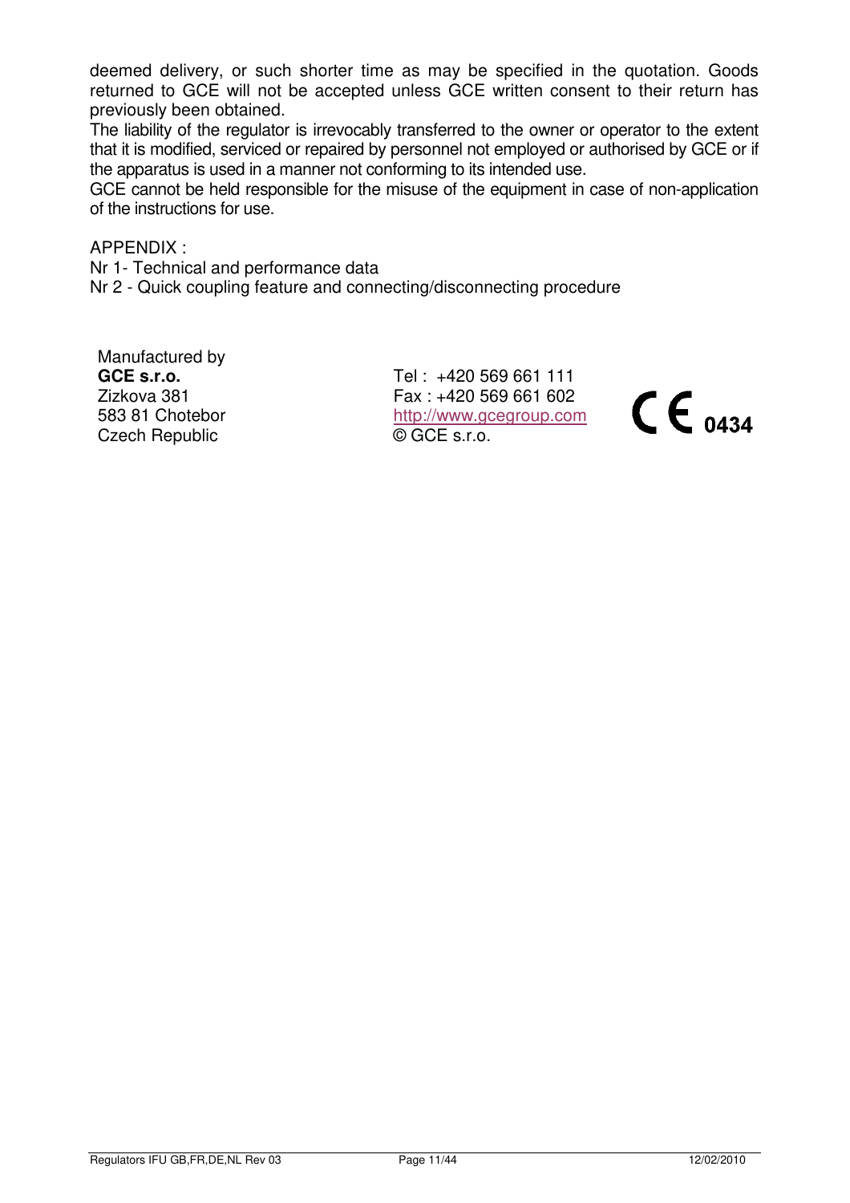deemed delivery, or such shorter time as may be specified in the quotation. Goods returned to GCE will not be accepted unless GCE written consent to their return has previously been obtained.

The liability of the regulator is irrevocably transferred to the owner or operator to the extent that it is modified, serviced or repaired by personnel not employed or authorised by GCE or if the apparatus is used in a manner not conforming to its intended use.

GCE cannot be held responsible for the misuse of the equipment in case of non-application of the instructions for use.

APPENDIX :

Nr 1- Technical and performance data

Nr 2 - Quick coupling feature and connecting/disconnecting procedure

Manufactured by
**GCE s.r.o.**
Zizkova 381
583 81 Chotebor
Czech Republic

Tel : +420 569 661 111
Fax : +420 569 661 602
http://www.gcegroup.com
© GCE s.r.o.

CE 0434